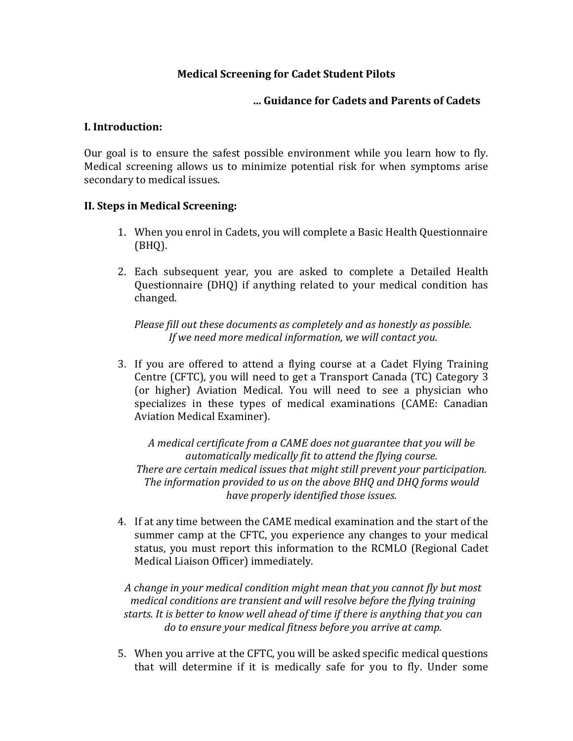# Medical Screening for Cadet Student Pilots

**... Guidance for Cadets and Parents of Cadets**

## I. Introduction:

Our goal is to ensure the safest possible environment while you learn how to fly. Medical screening allows us to minimize potential risk for when symptoms arise secondary to medical issues.

## II. Steps in Medical Screening:

1. When you enrol in Cadets, you will complete a Basic Health Questionnaire (BHQ).

2. Each subsequent year, you are asked to complete a Detailed Health Questionnaire (DHQ) if anything related to your medical condition has changed.

   *Please fill out these documents as completely and as honestly as possible. If we need more medical information, we will contact you.*

3. If you are offered to attend a flying course at a Cadet Flying Training Centre (CFTC), you will need to get a Transport Canada (TC) Category 3 (or higher) Aviation Medical. You will need to see a physician who specializes in these types of medical examinations (CAME: Canadian Aviation Medical Examiner).

   *A medical certificate from a CAME does not guarantee that you will be automatically medically fit to attend the flying course. There are certain medical issues that might still prevent your participation. The information provided to us on the above BHQ and DHQ forms would have properly identified those issues.*

4. If at any time between the CAME medical examination and the start of the summer camp at the CFTC, you experience any changes to your medical status, you must report this information to the RCMLO (Regional Cadet Medical Liaison Officer) immediately.

   *A change in your medical condition might mean that you cannot fly but most medical conditions are transient and will resolve before the flying training starts. It is better to know well ahead of time if there is anything that you can do to ensure your medical fitness before you arrive at camp.*

5. When you arrive at the CFTC, you will be asked specific medical questions that will determine if it is medically safe for you to fly. Under some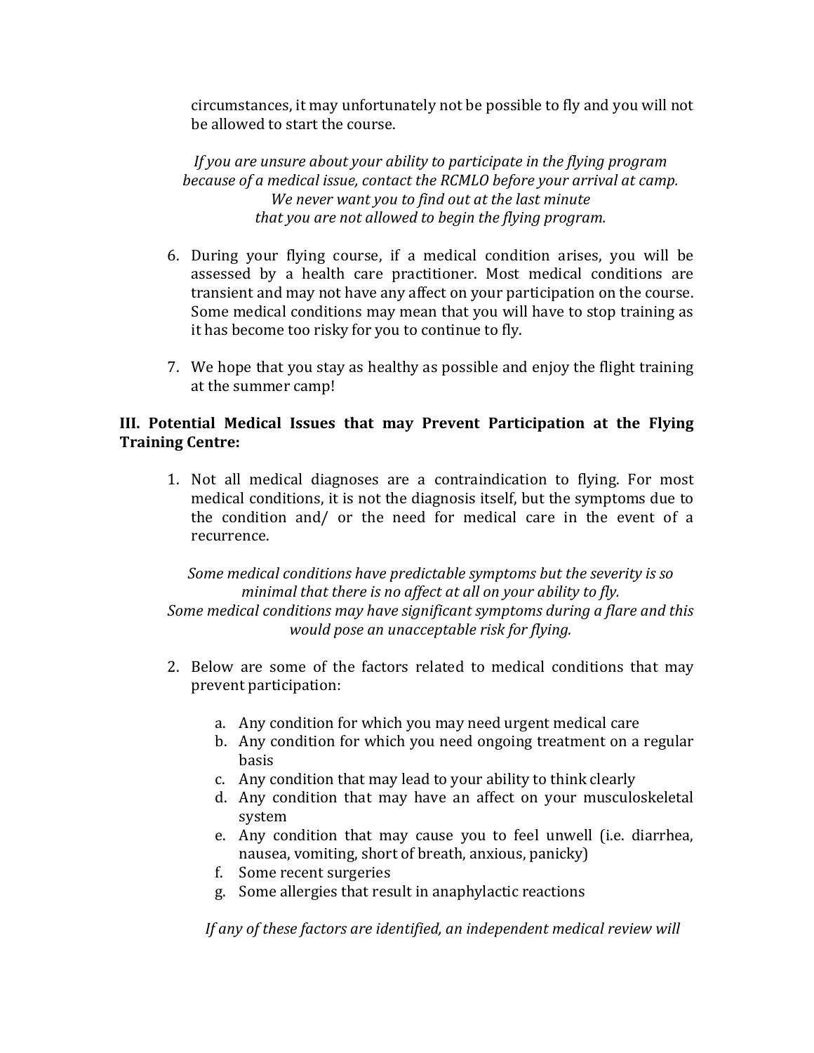circumstances, it may unfortunately not be possible to fly and you will not be allowed to start the course.

*If you are unsure about your ability to participate in the flying program because of a medical issue, contact the RCMLO before your arrival at camp. We never want you to find out at the last minute that you are not allowed to begin the flying program.*

6. During your flying course, if a medical condition arises, you will be assessed by a health care practitioner. Most medical conditions are transient and may not have any affect on your participation on the course. Some medical conditions may mean that you will have to stop training as it has become too risky for you to continue to fly.

7. We hope that you stay as healthy as possible and enjoy the flight training at the summer camp!

### III. Potential Medical Issues that may Prevent Participation at the Flying Training Centre:

1. Not all medical diagnoses are a contraindication to flying. For most medical conditions, it is not the diagnosis itself, but the symptoms due to the condition and/ or the need for medical care in the event of a recurrence.

*Some medical conditions have predictable symptoms but the severity is so minimal that there is no affect at all on your ability to fly. Some medical conditions may have significant symptoms during a flare and this would pose an unacceptable risk for flying.*

2. Below are some of the factors related to medical conditions that may prevent participation:

   a. Any condition for which you may need urgent medical care
   b. Any condition for which you need ongoing treatment on a regular basis
   c. Any condition that may lead to your ability to think clearly
   d. Any condition that may have an affect on your musculoskeletal system
   e. Any condition that may cause you to feel unwell (i.e. diarrhea, nausea, vomiting, short of breath, anxious, panicky)
   f. Some recent surgeries
   g. Some allergies that result in anaphylactic reactions

*If any of these factors are identified, an independent medical review will*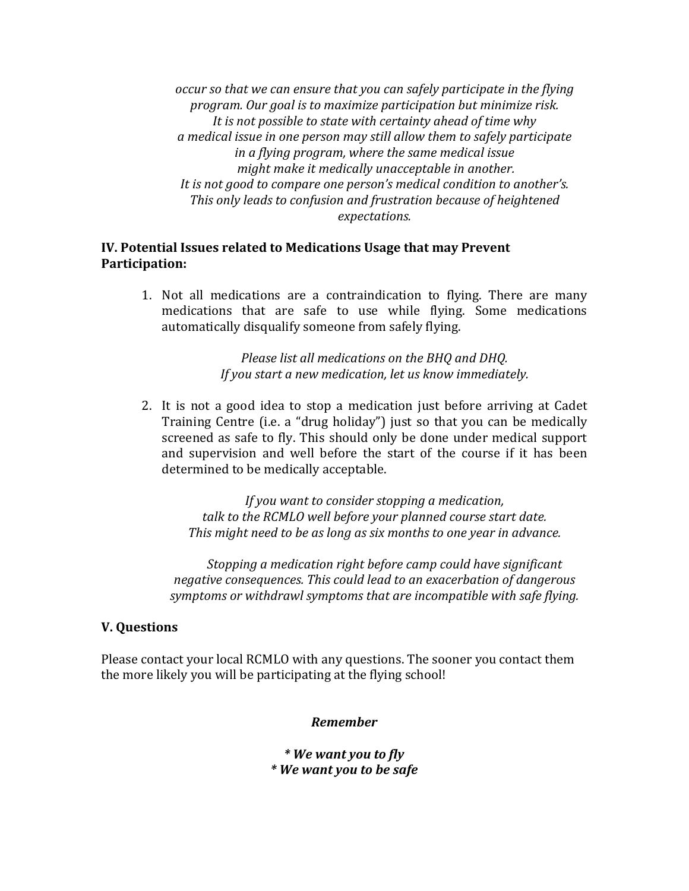*occur so that we can ensure that you can safely participate in the flying program. Our goal is to maximize participation but minimize risk.*
*It is not possible to state with certainty ahead of time why a medical issue in one person may still allow them to safely participate in a flying program, where the same medical issue might make it medically unacceptable in another.*
*It is not good to compare one person's medical condition to another's. This only leads to confusion and frustration because of heightened expectations.*

## IV. Potential Issues related to Medications Usage that may Prevent Participation:

1. Not all medications are a contraindication to flying. There are many medications that are safe to use while flying. Some medications automatically disqualify someone from safely flying.

   *Please list all medications on the BHQ and DHQ.*
   *If you start a new medication, let us know immediately.*

2. It is not a good idea to stop a medication just before arriving at Cadet Training Centre (i.e. a "drug holiday") just so that you can be medically screened as safe to fly. This should only be done under medical support and supervision and well before the start of the course if it has been determined to be medically acceptable.

   *If you want to consider stopping a medication, talk to the RCMLO well before your planned course start date. This might need to be as long as six months to one year in advance.*

   *Stopping a medication right before camp could have significant negative consequences. This could lead to an exacerbation of dangerous symptoms or withdrawl symptoms that are incompatible with safe flying.*

## V. Questions

Please contact your local RCMLO with any questions. The sooner you contact them the more likely you will be participating at the flying school!

***Remember***

***\* We want you to fly***
***\* We want you to be safe***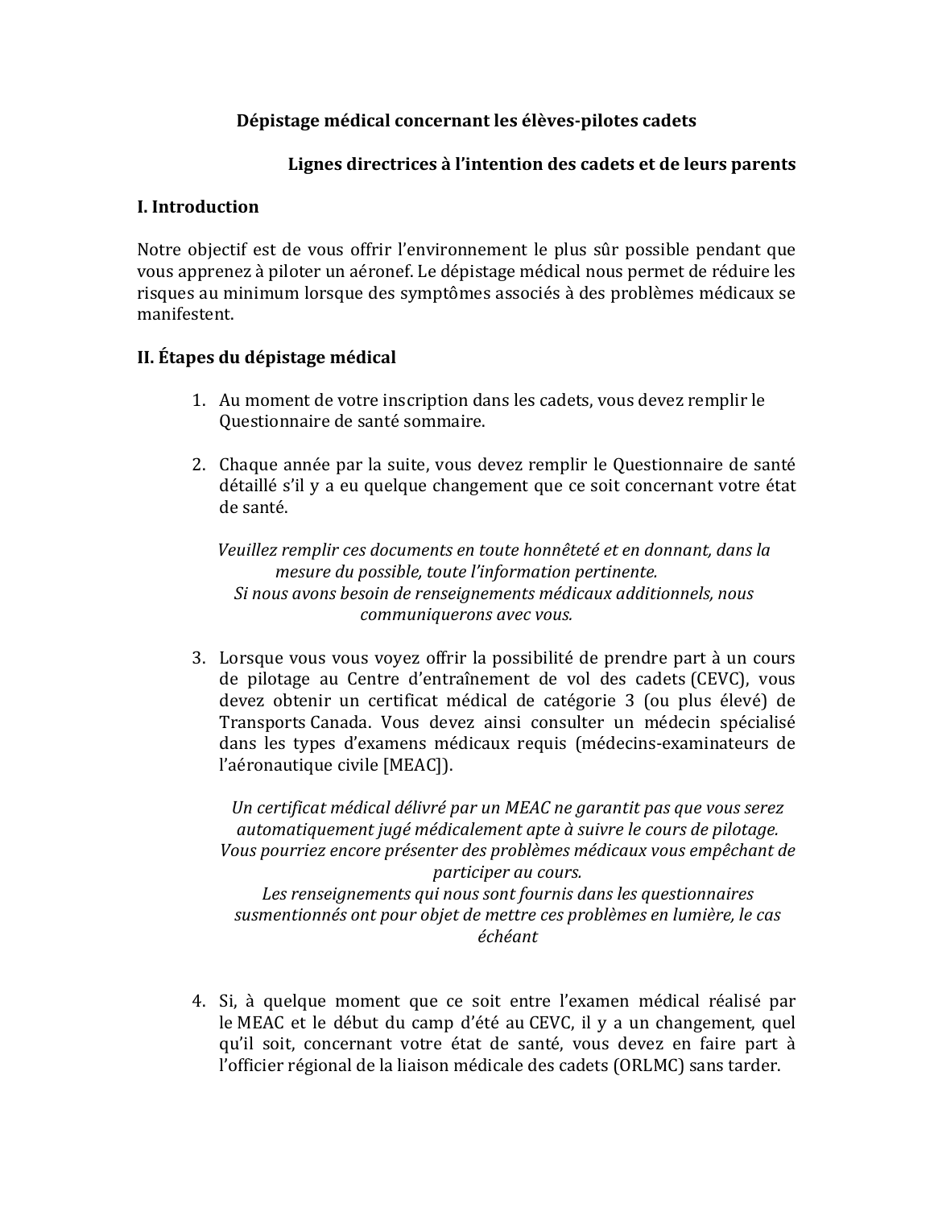**Dépistage médical concernant les élèves-pilotes cadets**

**Lignes directrices à l'intention des cadets et de leurs parents**

## I. Introduction

Notre objectif est de vous offrir l'environnement le plus sûr possible pendant que vous apprenez à piloter un aéronef. Le dépistage médical nous permet de réduire les risques au minimum lorsque des symptômes associés à des problèmes médicaux se manifestent.

## II. Étapes du dépistage médical

1. Au moment de votre inscription dans les cadets, vous devez remplir le Questionnaire de santé sommaire.

2. Chaque année par la suite, vous devez remplir le Questionnaire de santé détaillé s'il y a eu quelque changement que ce soit concernant votre état de santé.

   *Veuillez remplir ces documents en toute honnêteté et en donnant, dans la mesure du possible, toute l'information pertinente.*
   *Si nous avons besoin de renseignements médicaux additionnels, nous communiquerons avec vous.*

3. Lorsque vous vous voyez offrir la possibilité de prendre part à un cours de pilotage au Centre d'entraînement de vol des cadets (CEVC), vous devez obtenir un certificat médical de catégorie 3 (ou plus élevé) de Transports Canada. Vous devez ainsi consulter un médecin spécialisé dans les types d'examens médicaux requis (médecins-examinateurs de l'aéronautique civile [MEAC]).

   *Un certificat médical délivré par un MEAC ne garantit pas que vous serez automatiquement jugé médicalement apte à suivre le cours de pilotage.*
   *Vous pourriez encore présenter des problèmes médicaux vous empêchant de participer au cours.*
   *Les renseignements qui nous sont fournis dans les questionnaires susmentionnés ont pour objet de mettre ces problèmes en lumière, le cas échéant*

4. Si, à quelque moment que ce soit entre l'examen médical réalisé par le MEAC et le début du camp d'été au CEVC, il y a un changement, quel qu'il soit, concernant votre état de santé, vous devez en faire part à l'officier régional de la liaison médicale des cadets (ORLMC) sans tarder.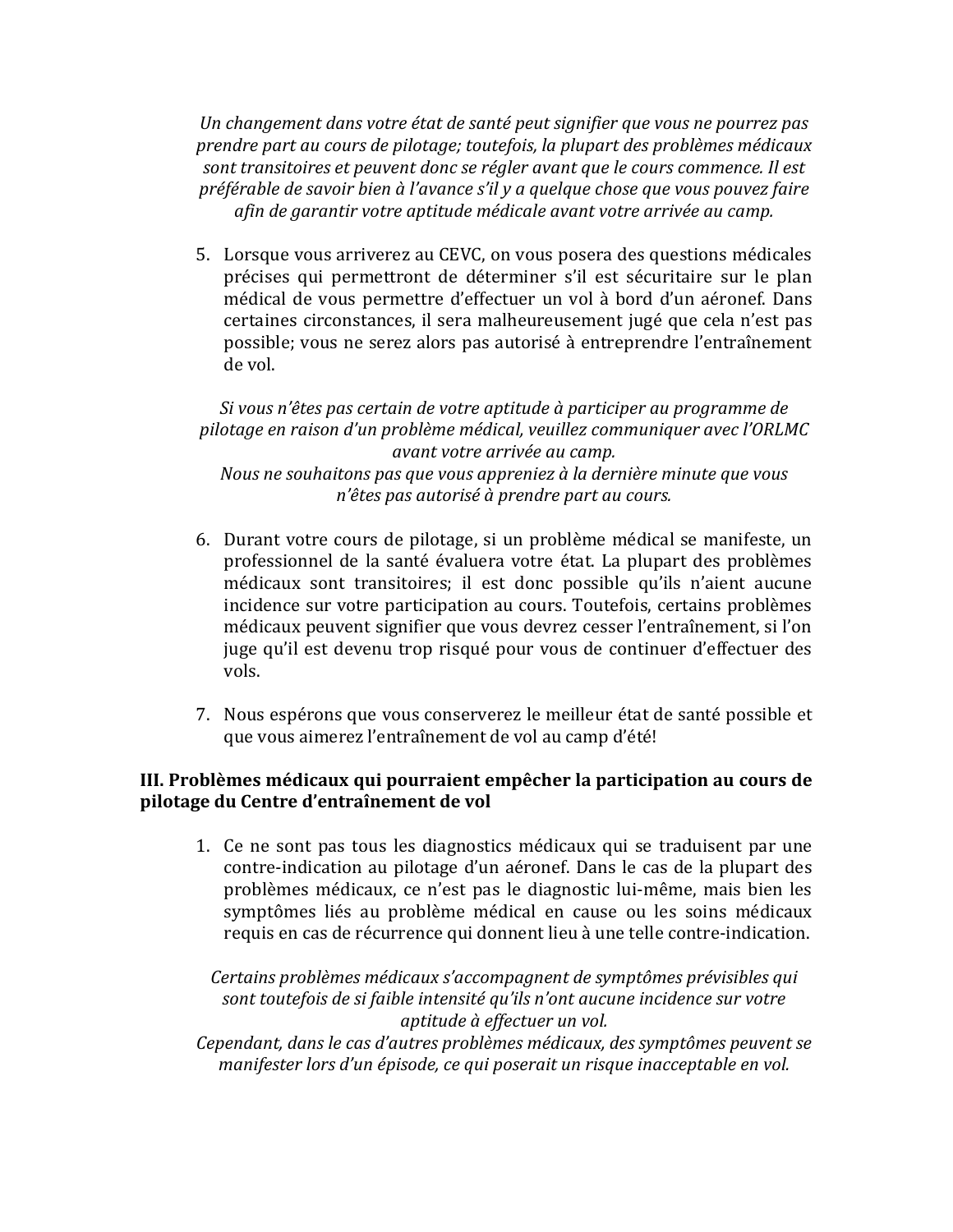*Un changement dans votre état de santé peut signifier que vous ne pourrez pas prendre part au cours de pilotage; toutefois, la plupart des problèmes médicaux sont transitoires et peuvent donc se régler avant que le cours commence. Il est préférable de savoir bien à l'avance s'il y a quelque chose que vous pouvez faire afin de garantir votre aptitude médicale avant votre arrivée au camp.*

5. Lorsque vous arriverez au CEVC, on vous posera des questions médicales précises qui permettront de déterminer s'il est sécuritaire sur le plan médical de vous permettre d'effectuer un vol à bord d'un aéronef. Dans certaines circonstances, il sera malheureusement jugé que cela n'est pas possible; vous ne serez alors pas autorisé à entreprendre l'entraînement de vol.

*Si vous n'êtes pas certain de votre aptitude à participer au programme de pilotage en raison d'un problème médical, veuillez communiquer avec l'ORLMC avant votre arrivée au camp.*
*Nous ne souhaitons pas que vous appreniez à la dernière minute que vous n'êtes pas autorisé à prendre part au cours.*

6. Durant votre cours de pilotage, si un problème médical se manifeste, un professionnel de la santé évaluera votre état. La plupart des problèmes médicaux sont transitoires; il est donc possible qu'ils n'aient aucune incidence sur votre participation au cours. Toutefois, certains problèmes médicaux peuvent signifier que vous devrez cesser l'entraînement, si l'on juge qu'il est devenu trop risqué pour vous de continuer d'effectuer des vols.

7. Nous espérons que vous conserverez le meilleur état de santé possible et que vous aimerez l'entraînement de vol au camp d'été!

## III. Problèmes médicaux qui pourraient empêcher la participation au cours de pilotage du Centre d'entraînement de vol

1. Ce ne sont pas tous les diagnostics médicaux qui se traduisent par une contre-indication au pilotage d'un aéronef. Dans le cas de la plupart des problèmes médicaux, ce n'est pas le diagnostic lui-même, mais bien les symptômes liés au problème médical en cause ou les soins médicaux requis en cas de récurrence qui donnent lieu à une telle contre-indication.

*Certains problèmes médicaux s'accompagnent de symptômes prévisibles qui sont toutefois de si faible intensité qu'ils n'ont aucune incidence sur votre aptitude à effectuer un vol.*
*Cependant, dans le cas d'autres problèmes médicaux, des symptômes peuvent se manifester lors d'un épisode, ce qui poserait un risque inacceptable en vol.*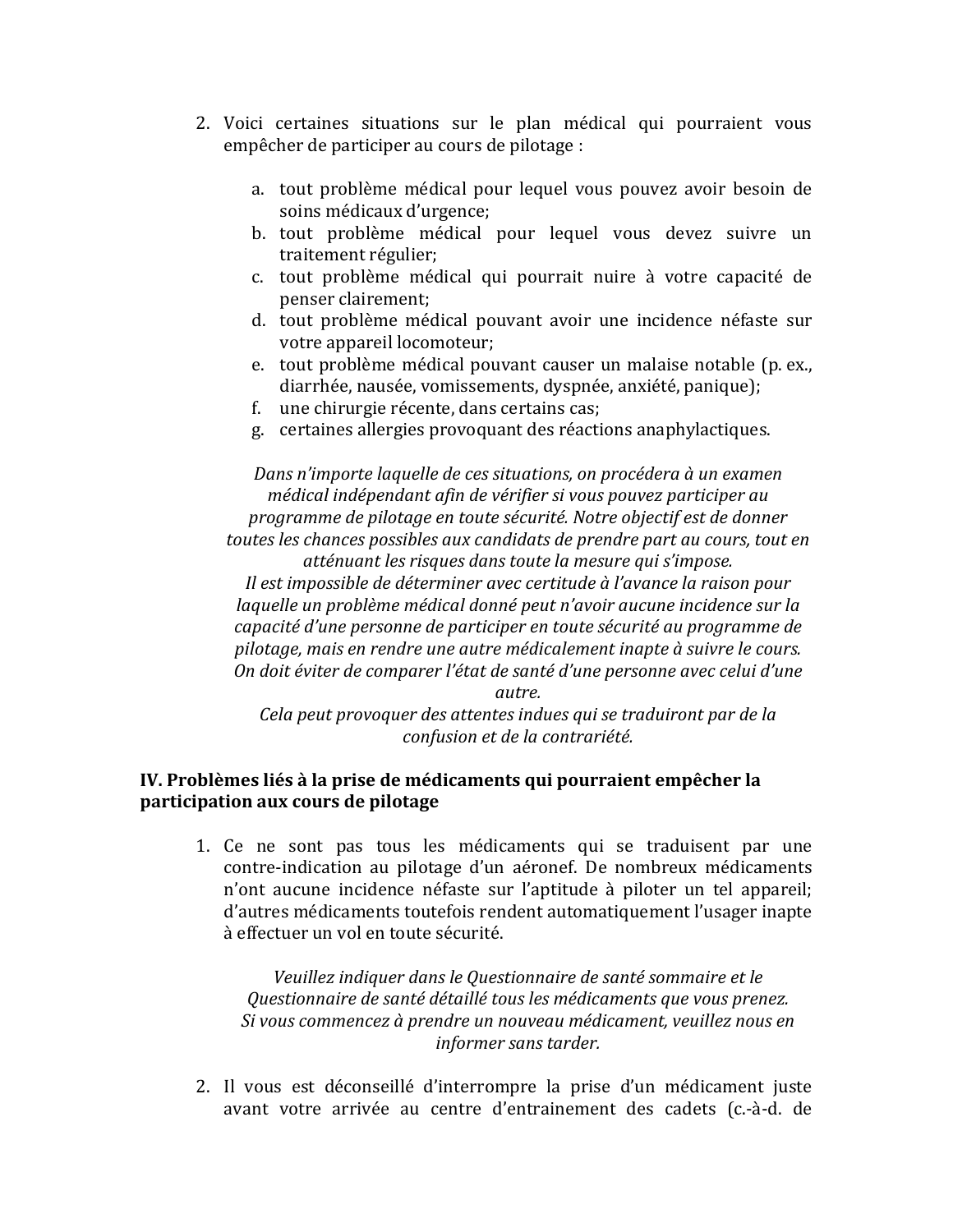2. Voici certaines situations sur le plan médical qui pourraient vous empêcher de participer au cours de pilotage :

    a. tout problème médical pour lequel vous pouvez avoir besoin de soins médicaux d'urgence;
    b. tout problème médical pour lequel vous devez suivre un traitement régulier;
    c. tout problème médical qui pourrait nuire à votre capacité de penser clairement;
    d. tout problème médical pouvant avoir une incidence néfaste sur votre appareil locomoteur;
    e. tout problème médical pouvant causer un malaise notable (p. ex., diarrhée, nausée, vomissements, dyspnée, anxiété, panique);
    f. une chirurgie récente, dans certains cas;
    g. certaines allergies provoquant des réactions anaphylactiques.

    *Dans n'importe laquelle de ces situations, on procédera à un examen médical indépendant afin de vérifier si vous pouvez participer au programme de pilotage en toute sécurité. Notre objectif est de donner toutes les chances possibles aux candidats de prendre part au cours, tout en atténuant les risques dans toute la mesure qui s'impose.*
    *Il est impossible de déterminer avec certitude à l'avance la raison pour laquelle un problème médical donné peut n'avoir aucune incidence sur la capacité d'une personne de participer en toute sécurité au programme de pilotage, mais en rendre une autre médicalement inapte à suivre le cours. On doit éviter de comparer l'état de santé d'une personne avec celui d'une autre.*
    *Cela peut provoquer des attentes indues qui se traduiront par de la confusion et de la contrariété.*

**IV. Problèmes liés à la prise de médicaments qui pourraient empêcher la participation aux cours de pilotage**

1. Ce ne sont pas tous les médicaments qui se traduisent par une contre-indication au pilotage d'un aéronef. De nombreux médicaments n'ont aucune incidence néfaste sur l'aptitude à piloter un tel appareil; d'autres médicaments toutefois rendent automatiquement l'usager inapte à effectuer un vol en toute sécurité.

    *Veuillez indiquer dans le Questionnaire de santé sommaire et le Questionnaire de santé détaillé tous les médicaments que vous prenez. Si vous commencez à prendre un nouveau médicament, veuillez nous en informer sans tarder.*

2. Il vous est déconseillé d'interrompre la prise d'un médicament juste avant votre arrivée au centre d'entrainement des cadets (c.-à-d. de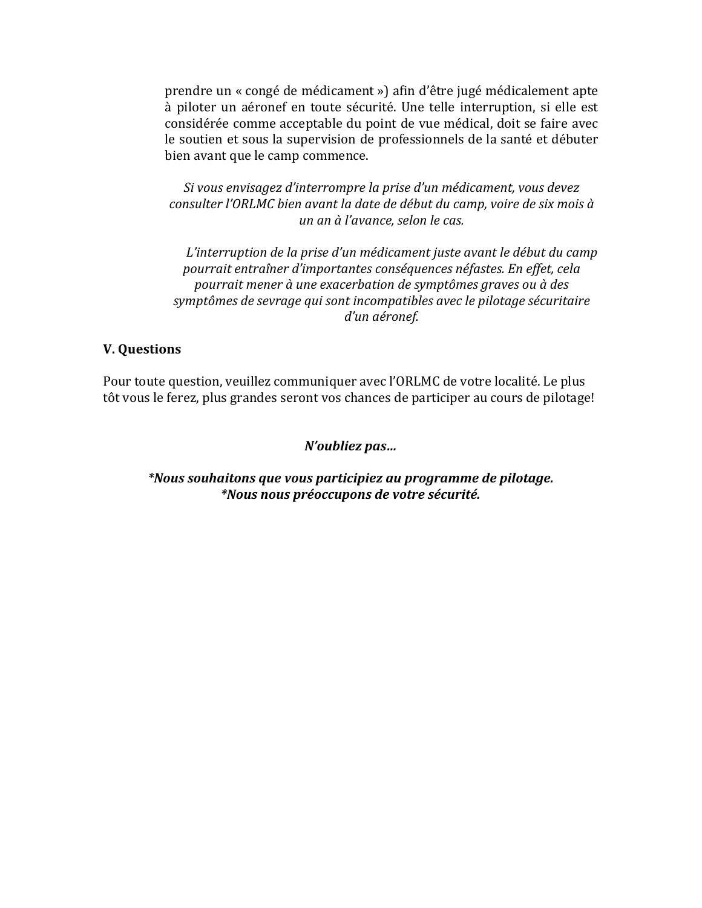prendre un « congé de médicament ») afin d'être jugé médicalement apte à piloter un aéronef en toute sécurité. Une telle interruption, si elle est considérée comme acceptable du point de vue médical, doit se faire avec le soutien et sous la supervision de professionnels de la santé et débuter bien avant que le camp commence.

*Si vous envisagez d'interrompre la prise d'un médicament, vous devez consulter l'ORLMC bien avant la date de début du camp, voire de six mois à un an à l'avance, selon le cas.*

*L'interruption de la prise d'un médicament juste avant le début du camp pourrait entraîner d'importantes conséquences néfastes. En effet, cela pourrait mener à une exacerbation de symptômes graves ou à des symptômes de sevrage qui sont incompatibles avec le pilotage sécuritaire d'un aéronef.*

## V. Questions

Pour toute question, veuillez communiquer avec l'ORLMC de votre localité. Le plus tôt vous le ferez, plus grandes seront vos chances de participer au cours de pilotage!

***N'oubliez pas…***

***\*Nous souhaitons que vous participiez au programme de pilotage.***
***\*Nous nous préoccupons de votre sécurité.***